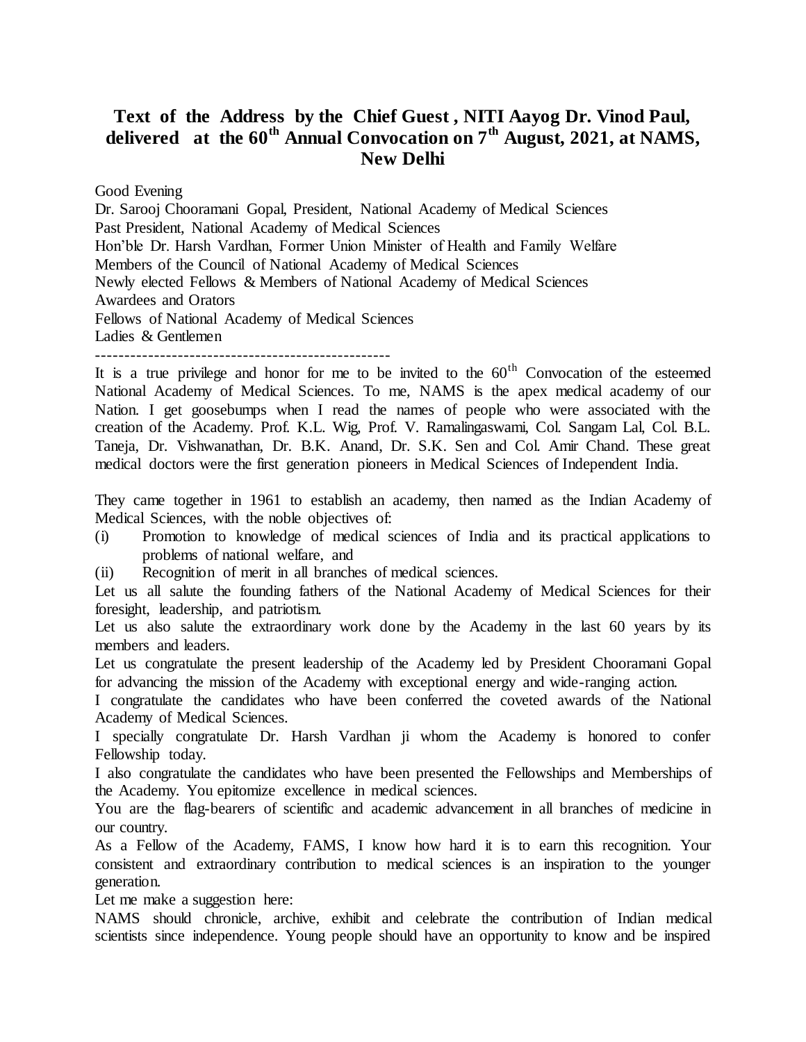# Text of the Address by the Chief Guest , NITI Aayog Dr. Vinod Paul, delivered at the 60th Annual Convocation on 7th August, 2021, at NAMS, New Delhi

Good Evening
Dr. Sarooj Chooramani Gopal, President, National Academy of Medical Sciences
Past President, National Academy of Medical Sciences
Hon'ble Dr. Harsh Vardhan, Former Union Minister of Health and Family Welfare
Members of the Council of National Academy of Medical Sciences
Newly elected Fellows & Members of National Academy of Medical Sciences
Awardees and Orators
Fellows of National Academy of Medical Sciences
Ladies & Gentlemen

---------------------------------------------------

It is a true privilege and honor for me to be invited to the 60th Convocation of the esteemed National Academy of Medical Sciences. To me, NAMS is the apex medical academy of our Nation. I get goosebumps when I read the names of people who were associated with the creation of the Academy. Prof. K.L. Wig, Prof. V. Ramalingaswami, Col. Sangam Lal, Col. B.L. Taneja, Dr. Vishwanathan, Dr. B.K. Anand, Dr. S.K. Sen and Col. Amir Chand. These great medical doctors were the first generation pioneers in Medical Sciences of Independent India.

They came together in 1961 to establish an academy, then named as the Indian Academy of Medical Sciences, with the noble objectives of:

(i) Promotion to knowledge of medical sciences of India and its practical applications to problems of national welfare, and

(ii) Recognition of merit in all branches of medical sciences.

Let us all salute the founding fathers of the National Academy of Medical Sciences for their foresight, leadership, and patriotism.

Let us also salute the extraordinary work done by the Academy in the last 60 years by its members and leaders.

Let us congratulate the present leadership of the Academy led by President Chooramani Gopal for advancing the mission of the Academy with exceptional energy and wide-ranging action.

I congratulate the candidates who have been conferred the coveted awards of the National Academy of Medical Sciences.

I specially congratulate Dr. Harsh Vardhan ji whom the Academy is honored to confer Fellowship today.

I also congratulate the candidates who have been presented the Fellowships and Memberships of the Academy. You epitomize excellence in medical sciences.

You are the flag-bearers of scientific and academic advancement in all branches of medicine in our country.

As a Fellow of the Academy, FAMS, I know how hard it is to earn this recognition. Your consistent and extraordinary contribution to medical sciences is an inspiration to the younger generation.

Let me make a suggestion here:

NAMS should chronicle, archive, exhibit and celebrate the contribution of Indian medical scientists since independence. Young people should have an opportunity to know and be inspired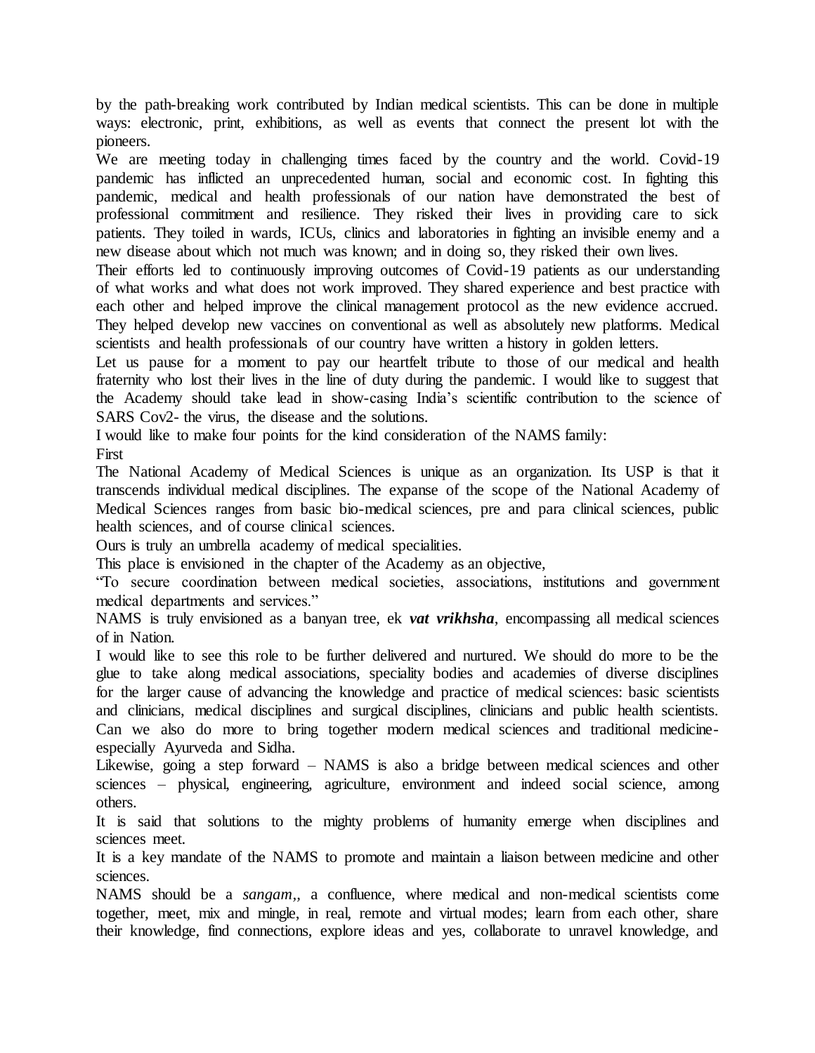by the path-breaking work contributed by Indian medical scientists. This can be done in multiple ways: electronic, print, exhibitions, as well as events that connect the present lot with the pioneers.

We are meeting today in challenging times faced by the country and the world. Covid-19 pandemic has inflicted an unprecedented human, social and economic cost. In fighting this pandemic, medical and health professionals of our nation have demonstrated the best of professional commitment and resilience. They risked their lives in providing care to sick patients. They toiled in wards, ICUs, clinics and laboratories in fighting an invisible enemy and a new disease about which not much was known; and in doing so, they risked their own lives.

Their efforts led to continuously improving outcomes of Covid-19 patients as our understanding of what works and what does not work improved. They shared experience and best practice with each other and helped improve the clinical management protocol as the new evidence accrued. They helped develop new vaccines on conventional as well as absolutely new platforms. Medical scientists and health professionals of our country have written a history in golden letters.

Let us pause for a moment to pay our heartfelt tribute to those of our medical and health fraternity who lost their lives in the line of duty during the pandemic. I would like to suggest that the Academy should take lead in show-casing India's scientific contribution to the science of SARS Cov2- the virus, the disease and the solutions.

I would like to make four points for the kind consideration of the NAMS family:

First

The National Academy of Medical Sciences is unique as an organization. Its USP is that it transcends individual medical disciplines. The expanse of the scope of the National Academy of Medical Sciences ranges from basic bio-medical sciences, pre and para clinical sciences, public health sciences, and of course clinical sciences.

Ours is truly an umbrella academy of medical specialities.

This place is envisioned in the chapter of the Academy as an objective,

"To secure coordination between medical societies, associations, institutions and government medical departments and services."

NAMS is truly envisioned as a banyan tree, ek ***vat vrikhsha***, encompassing all medical sciences of in Nation.

I would like to see this role to be further delivered and nurtured. We should do more to be the glue to take along medical associations, speciality bodies and academies of diverse disciplines for the larger cause of advancing the knowledge and practice of medical sciences: basic scientists and clinicians, medical disciplines and surgical disciplines, clinicians and public health scientists. Can we also do more to bring together modern medical sciences and traditional medicine- especially Ayurveda and Sidha.

Likewise, going a step forward – NAMS is also a bridge between medical sciences and other sciences – physical, engineering, agriculture, environment and indeed social science, among others.

It is said that solutions to the mighty problems of humanity emerge when disciplines and sciences meet.

It is a key mandate of the NAMS to promote and maintain a liaison between medicine and other sciences.

NAMS should be a *sangam*,, a confluence, where medical and non-medical scientists come together, meet, mix and mingle, in real, remote and virtual modes; learn from each other, share their knowledge, find connections, explore ideas and yes, collaborate to unravel knowledge, and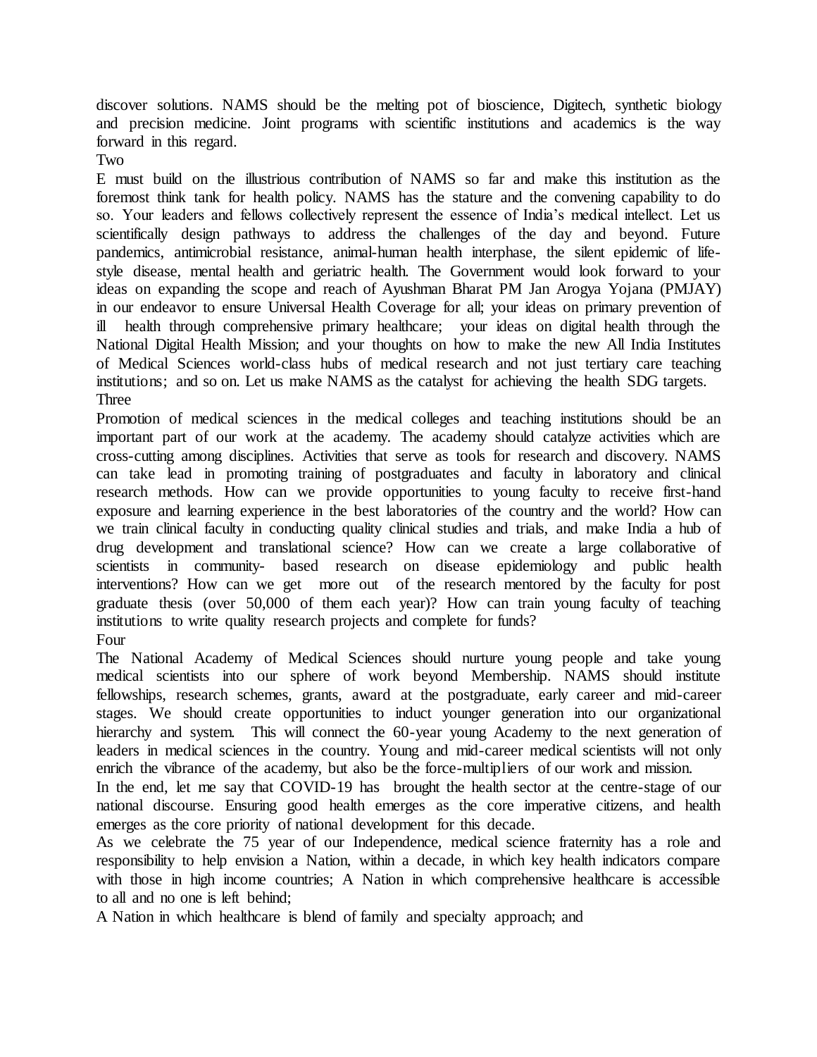discover solutions. NAMS should be the melting pot of bioscience, Digitech, synthetic biology and precision medicine. Joint programs with scientific institutions and academics is the way forward in this regard.

Two

E must build on the illustrious contribution of NAMS so far and make this institution as the foremost think tank for health policy. NAMS has the stature and the convening capability to do so. Your leaders and fellows collectively represent the essence of India's medical intellect. Let us scientifically design pathways to address the challenges of the day and beyond. Future pandemics, antimicrobial resistance, animal-human health interphase, the silent epidemic of life-style disease, mental health and geriatric health. The Government would look forward to your ideas on expanding the scope and reach of Ayushman Bharat PM Jan Arogya Yojana (PMJAY) in our endeavor to ensure Universal Health Coverage for all; your ideas on primary prevention of ill health through comprehensive primary healthcare; your ideas on digital health through the National Digital Health Mission; and your thoughts on how to make the new All India Institutes of Medical Sciences world-class hubs of medical research and not just tertiary care teaching institutions; and so on. Let us make NAMS as the catalyst for achieving the health SDG targets.

Three

Promotion of medical sciences in the medical colleges and teaching institutions should be an important part of our work at the academy. The academy should catalyze activities which are cross-cutting among disciplines. Activities that serve as tools for research and discovery. NAMS can take lead in promoting training of postgraduates and faculty in laboratory and clinical research methods. How can we provide opportunities to young faculty to receive first-hand exposure and learning experience in the best laboratories of the country and the world? How can we train clinical faculty in conducting quality clinical studies and trials, and make India a hub of drug development and translational science? How can we create a large collaborative of scientists in community- based research on disease epidemiology and public health interventions? How can we get more out of the research mentored by the faculty for post graduate thesis (over 50,000 of them each year)? How can train young faculty of teaching institutions to write quality research projects and complete for funds?

Four

The National Academy of Medical Sciences should nurture young people and take young medical scientists into our sphere of work beyond Membership. NAMS should institute fellowships, research schemes, grants, award at the postgraduate, early career and mid-career stages. We should create opportunities to induct younger generation into our organizational hierarchy and system. This will connect the 60-year young Academy to the next generation of leaders in medical sciences in the country. Young and mid-career medical scientists will not only enrich the vibrance of the academy, but also be the force-multipliers of our work and mission.

In the end, let me say that COVID-19 has brought the health sector at the centre-stage of our national discourse. Ensuring good health emerges as the core imperative citizens, and health emerges as the core priority of national development for this decade.

As we celebrate the 75 year of our Independence, medical science fraternity has a role and responsibility to help envision a Nation, within a decade, in which key health indicators compare with those in high income countries; A Nation in which comprehensive healthcare is accessible to all and no one is left behind;

A Nation in which healthcare is blend of family and specialty approach; and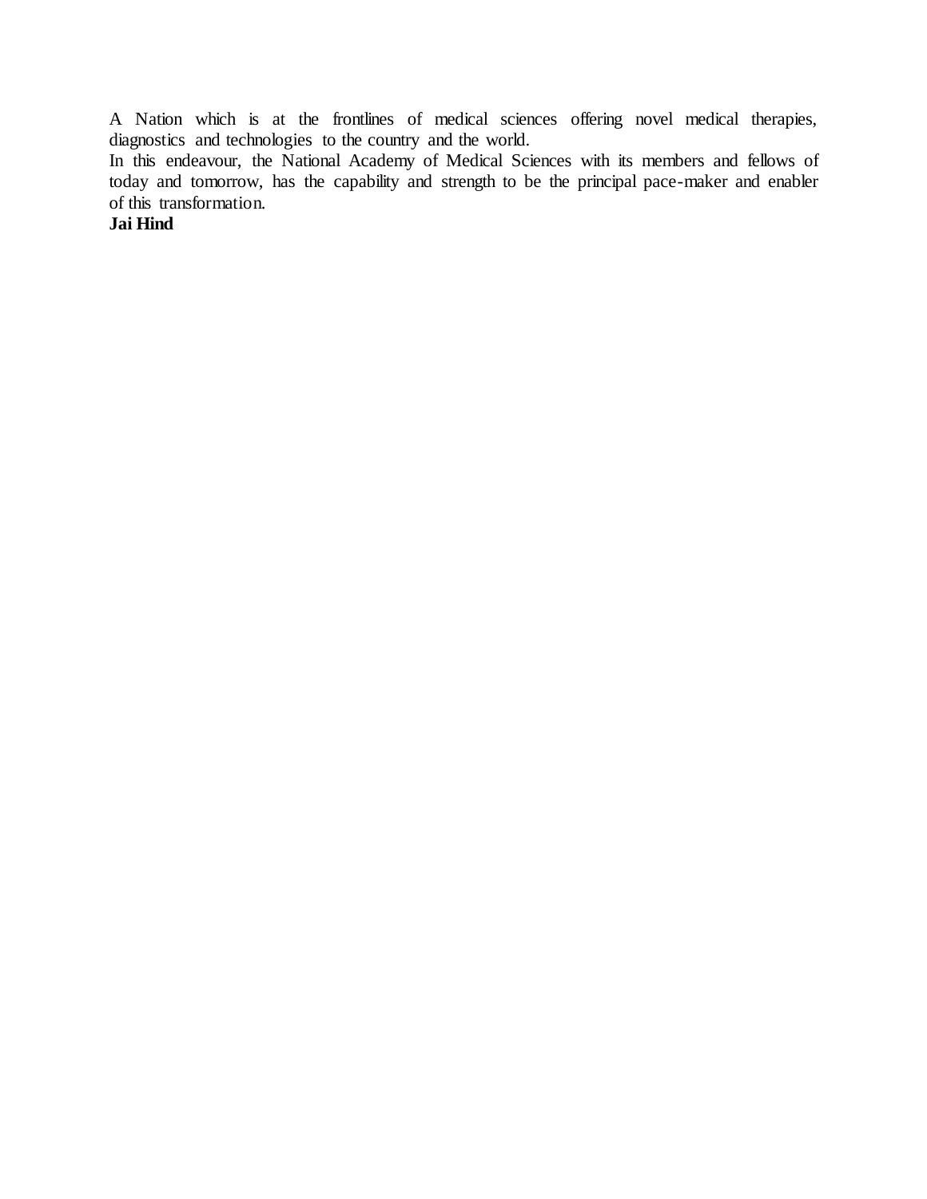A Nation which is at the frontlines of medical sciences offering novel medical therapies, diagnostics and technologies to the country and the world.

In this endeavour, the National Academy of Medical Sciences with its members and fellows of today and tomorrow, has the capability and strength to be the principal pace-maker and enabler of this transformation.

**Jai Hind**